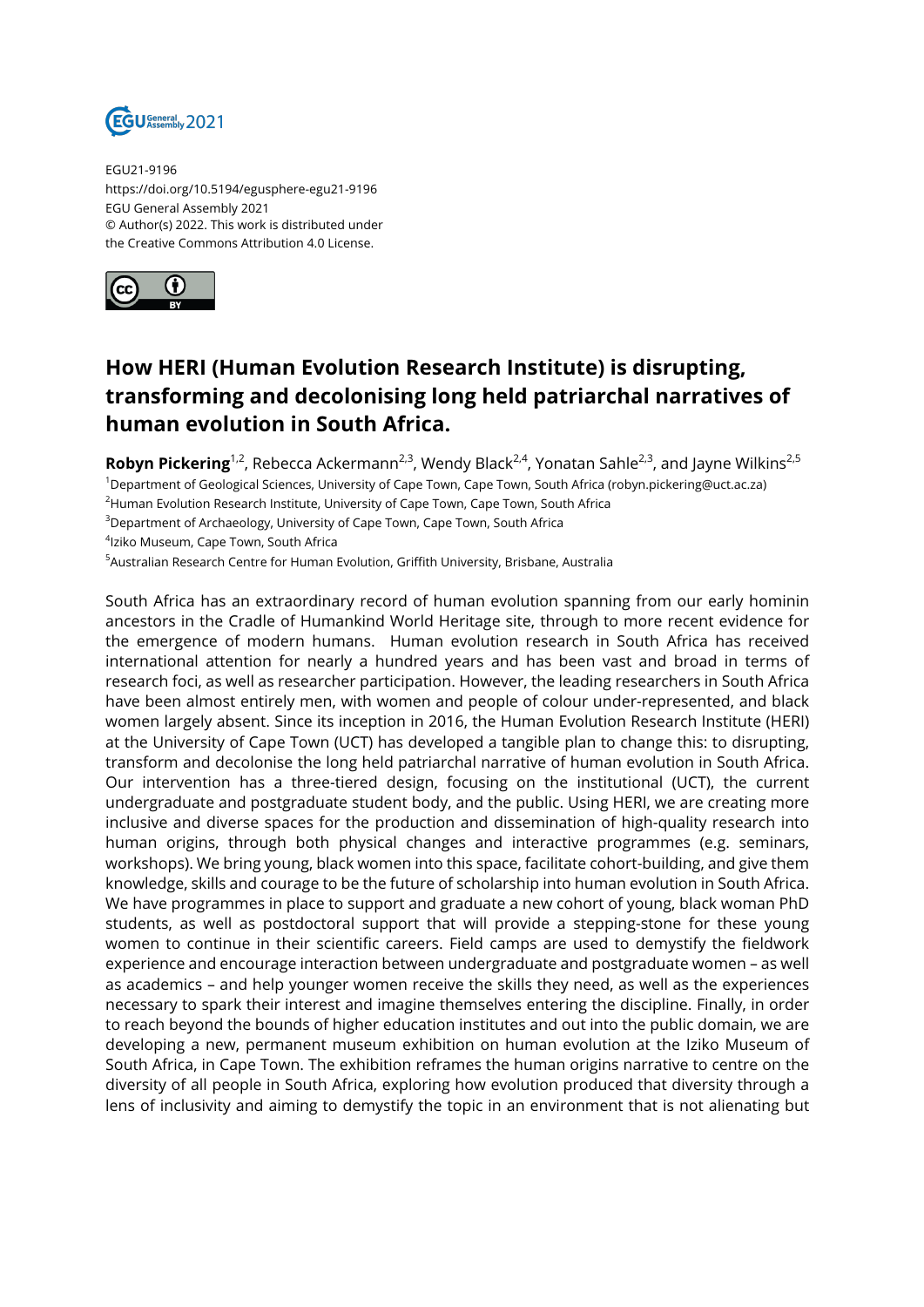EGU21-9196
https://doi.org/10.5194/egusphere-egu21-9196
EGU General Assembly 2021
© Author(s) 2022. This work is distributed under
the Creative Commons Attribution 4.0 License.

# How HERI (Human Evolution Research Institute) is disrupting, transforming and decolonising long held patriarchal narratives of human evolution in South Africa.

**Robyn Pickering**[1,2], Rebecca Ackermann[2,3], Wendy Black[2,4], Yonatan Sahle[2,3], and Jayne Wilkins[2,5]

[1]Department of Geological Sciences, University of Cape Town, Cape Town, South Africa (robyn.pickering@uct.ac.za)
[2]Human Evolution Research Institute, University of Cape Town, Cape Town, South Africa
[3]Department of Archaeology, University of Cape Town, Cape Town, South Africa
[4]Iziko Museum, Cape Town, South Africa
[5]Australian Research Centre for Human Evolution, Griffith University, Brisbane, Australia

South Africa has an extraordinary record of human evolution spanning from our early hominin ancestors in the Cradle of Humankind World Heritage site, through to more recent evidence for the emergence of modern humans. Human evolution research in South Africa has received international attention for nearly a hundred years and has been vast and broad in terms of research foci, as well as researcher participation. However, the leading researchers in South Africa have been almost entirely men, with women and people of colour under-represented, and black women largely absent. Since its inception in 2016, the Human Evolution Research Institute (HERI) at the University of Cape Town (UCT) has developed a tangible plan to change this: to disrupting, transform and decolonise the long held patriarchal narrative of human evolution in South Africa. Our intervention has a three-tiered design, focusing on the institutional (UCT), the current undergraduate and postgraduate student body, and the public. Using HERI, we are creating more inclusive and diverse spaces for the production and dissemination of high-quality research into human origins, through both physical changes and interactive programmes (e.g. seminars, workshops). We bring young, black women into this space, facilitate cohort-building, and give them knowledge, skills and courage to be the future of scholarship into human evolution in South Africa. We have programmes in place to support and graduate a new cohort of young, black woman PhD students, as well as postdoctoral support that will provide a stepping-stone for these young women to continue in their scientific careers. Field camps are used to demystify the fieldwork experience and encourage interaction between undergraduate and postgraduate women – as well as academics – and help younger women receive the skills they need, as well as the experiences necessary to spark their interest and imagine themselves entering the discipline. Finally, in order to reach beyond the bounds of higher education institutes and out into the public domain, we are developing a new, permanent museum exhibition on human evolution at the Iziko Museum of South Africa, in Cape Town. The exhibition reframes the human origins narrative to centre on the diversity of all people in South Africa, exploring how evolution produced that diversity through a lens of inclusivity and aiming to demystify the topic in an environment that is not alienating but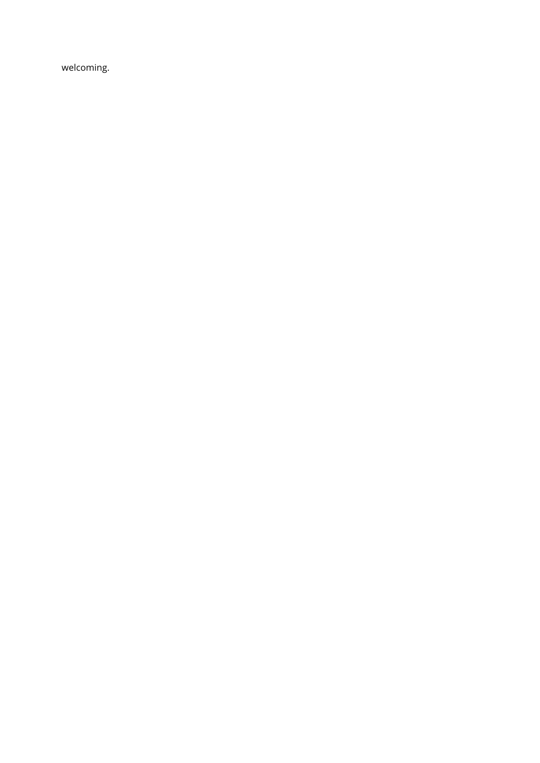welcoming.